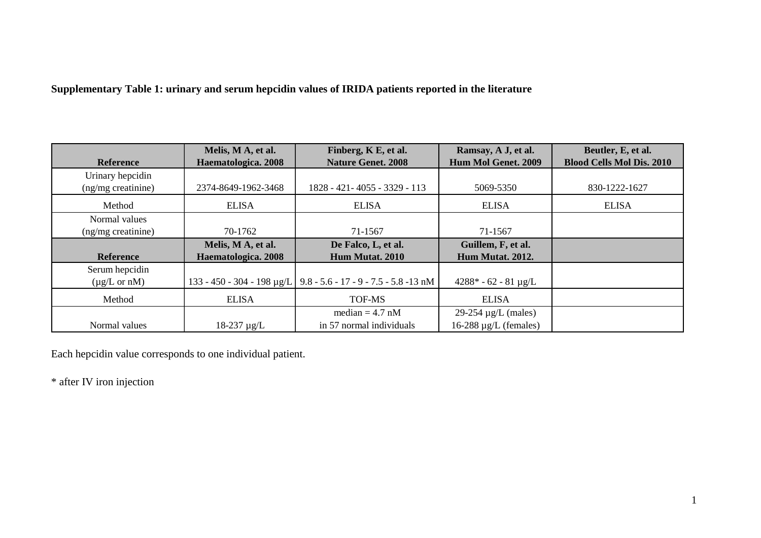**Supplementary Table 1: urinary and serum hepcidin values of IRIDA patients reported in the literature**

| Reference | Melis, M A, et al. Haematologica. 2008 | Finberg, K E, et al. Nature Genet. 2008 | Ramsay, A J, et al. Hum Mol Genet. 2009 | Beutler, E, et al. Blood Cells Mol Dis. 2010 |
|---|---|---|---|---|
| Urinary hepcidin (ng/mg creatinine) | 2374-8649-1962-3468 | 1828 - 421- 4055 - 3329 - 113 | 5069-5350 | 830-1222-1627 |
| Method | ELISA | ELISA | ELISA | ELISA |
| Normal values (ng/mg creatinine) | 70-1762 | 71-1567 | 71-1567 | |
| **Reference** | **Melis, M A, et al. Haematologica. 2008** | **De Falco, L, et al. Hum Mutat. 2010** | **Guillem, F, et al. Hum Mutat. 2012.** | |
| Serum hepcidin (µg/L or nM) | 133 - 450 - 304 - 198 µg/L | 9.8 - 5.6 - 17 - 9 - 7.5 - 5.8 -13 nM | 4288* - 62 - 81 µg/L | |
| Method | ELISA | TOF-MS | ELISA | |
| Normal values | 18-237 µg/L | median = 4.7 nM in 57 normal individuals | 29-254 µg/L (males) 16-288 µg/L (females) | |

Each hepcidin value corresponds to one individual patient.

* after IV iron injection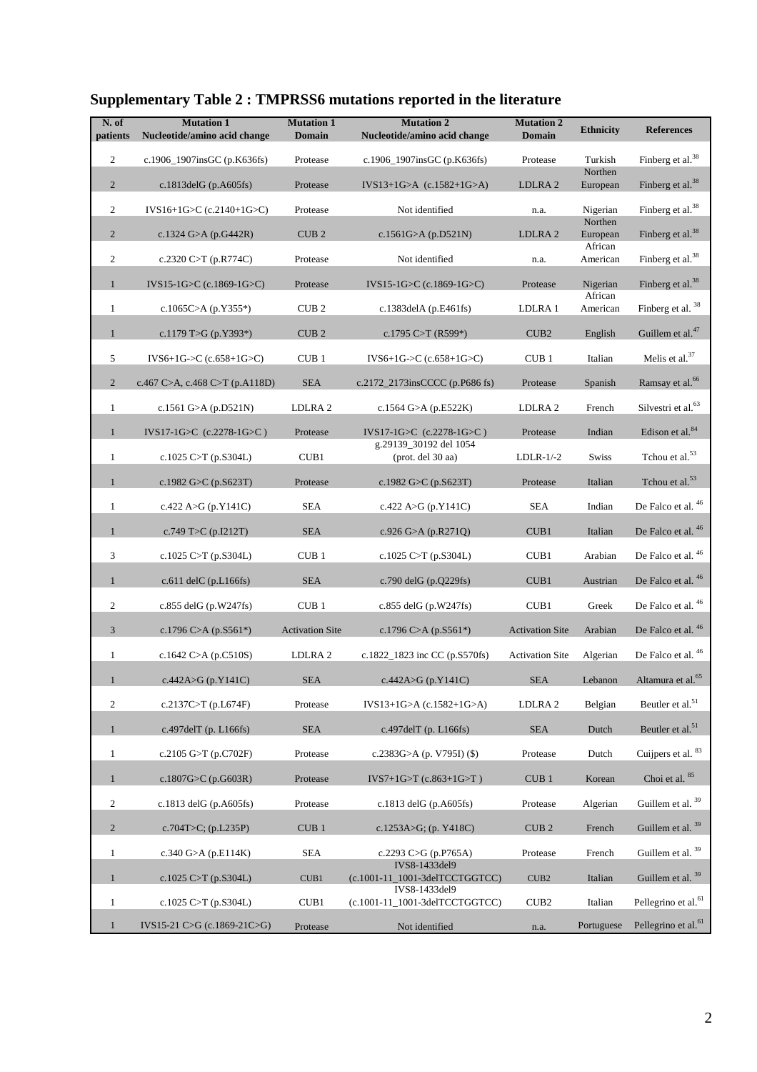# Supplementary Table 2 : TMPRSS6 mutations reported in the literature

| N. of patients | Mutation 1 Nucleotide/amino acid change | Mutation 1 Domain | Mutation 2 Nucleotide/amino acid change | Mutation 2 Domain | Ethnicity | References |
|---|---|---|---|---|---|---|
| 2 | c.1906_1907insGC (p.K636fs) | Protease | c.1906_1907insGC (p.K636fs) | Protease | Turkish | Finberg et al.[38] |
| 2 | c.1813delG (p.A605fs) | Protease | IVS13+1G>A (c.1582+1G>A) | LDLRA 2 | Northen European | Finberg et al.[38] |
| 2 | IVS16+1G>C (c.2140+1G>C) | Protease | Not identified | n.a. | Nigerian | Finberg et al.[38] |
| 2 | c.1324 G>A (p.G442R) | CUB 2 | c.1561G>A (p.D521N) | LDLRA 2 | Northen European | Finberg et al.[38] |
| 2 | c.2320 C>T (p.R774C) | Protease | Not identified | n.a. | African American | Finberg et al.[38] |
| 1 | IVS15-1G>C (c.1869-1G>C) | Protease | IVS15-1G>C (c.1869-1G>C) | Protease | Nigerian | Finberg et al.[38] |
| 1 | c.1065C>A (p.Y355*) | CUB 2 | c.1383delA (p.E461fs) | LDLRA 1 | African American | Finberg et al. [38] |
| 1 | c.1179 T>G (p.Y393*) | CUB 2 | c.1795 C>T (R599*) | CUB2 | English | Guillem et al.[47] |
| 5 | IVS6+1G->C (c.658+1G>C) | CUB 1 | IVS6+1G->C (c.658+1G>C) | CUB 1 | Italian | Melis et al.[37] |
| 2 | c.467 C>A, c.468 C>T (p.A118D) | SEA | c.2172_2173insCCCC (p.P686 fs) | Protease | Spanish | Ramsay et al.[66] |
| 1 | c.1561 G>A (p.D521N) | LDLRA 2 | c.1564 G>A (p.E522K) | LDLRA 2 | French | Silvestri et al.[63] |
| 1 | IVS17-1G>C (c.2278-1G>C ) | Protease | IVS17-1G>C (c.2278-1G>C ) | Protease | Indian | Edison et al.[84] |
| 1 | c.1025 C>T (p.S304L) | CUB1 | g.29139_30192 del 1054 (prot. del 30 aa) | LDLR-1/-2 | Swiss | Tchou et al.[53] |
| 1 | c.1982 G>C (p.S623T) | Protease | c.1982 G>C (p.S623T) | Protease | Italian | Tchou et al.[53] |
| 1 | c.422 A>G (p.Y141C) | SEA | c.422 A>G (p.Y141C) | SEA | Indian | De Falco et al. [46] |
| 1 | c.749 T>C (p.I212T) | SEA | c.926 G>A (p.R271Q) | CUB1 | Italian | De Falco et al. [46] |
| 3 | c.1025 C>T (p.S304L) | CUB 1 | c.1025 C>T (p.S304L) | CUB1 | Arabian | De Falco et al. [46] |
| 1 | c.611 delC (p.L166fs) | SEA | c.790 delG (p.Q229fs) | CUB1 | Austrian | De Falco et al. [46] |
| 2 | c.855 delG (p.W247fs) | CUB 1 | c.855 delG (p.W247fs) | CUB1 | Greek | De Falco et al. [46] |
| 3 | c.1796 C>A (p.S561*) | Activation Site | c.1796 C>A (p.S561*) | Activation Site | Arabian | De Falco et al. [46] |
| 1 | c.1642 C>A (p.C510S) | LDLRA 2 | c.1822_1823 inc CC (p.S570fs) | Activation Site | Algerian | De Falco et al. [46] |
| 1 | c.442A>G (p.Y141C) | SEA | c.442A>G (p.Y141C) | SEA | Lebanon | Altamura et al.[65] |
| 2 | c.2137C>T (p.L674F) | Protease | IVS13+1G>A (c.1582+1G>A) | LDLRA 2 | Belgian | Beutler et al.[51] |
| 1 | c.497delT (p. L166fs) | SEA | c.497delT (p. L166fs) | SEA | Dutch | Beutler et al.[51] |
| 1 | c.2105 G>T (p.C702F) | Protease | c.2383G>A (p. V795I) ($) | Protease | Dutch | Cuijpers et al. [83] |
| 1 | c.1807G>C (p.G603R) | Protease | IVS7+1G>T (c.863+1G>T ) | CUB 1 | Korean | Choi et al. [85] |
| 2 | c.1813 delG (p.A605fs) | Protease | c.1813 delG (p.A605fs) | Protease | Algerian | Guillem et al. [39] |
| 2 | c.704T>C; (p.L235P) | CUB 1 | c.1253A>G; (p. Y418C) | CUB 2 | French | Guillem et al. [39] |
| 1 | c.340 G>A (p.E114K) | SEA | c.2293 C>G (p.P765A) | Protease | French | Guillem et al. [39] |
| 1 | c.1025 C>T (p.S304L) | CUB1 | IVS8-1433del9 (c.1001-11_1001-3delTCCTGGTCC) | CUB2 | Italian | Guillem et al. [39] |
| 1 | c.1025 C>T (p.S304L) | CUB1 | IVS8-1433del9 (c.1001-11_1001-3delTCCTGGTCC) | CUB2 | Italian | Pellegrino et al.[61] |
| 1 | IVS15-21 C>G (c.1869-21C>G) | Protease | Not identified | n.a. | Portuguese | Pellegrino et al.[61] |